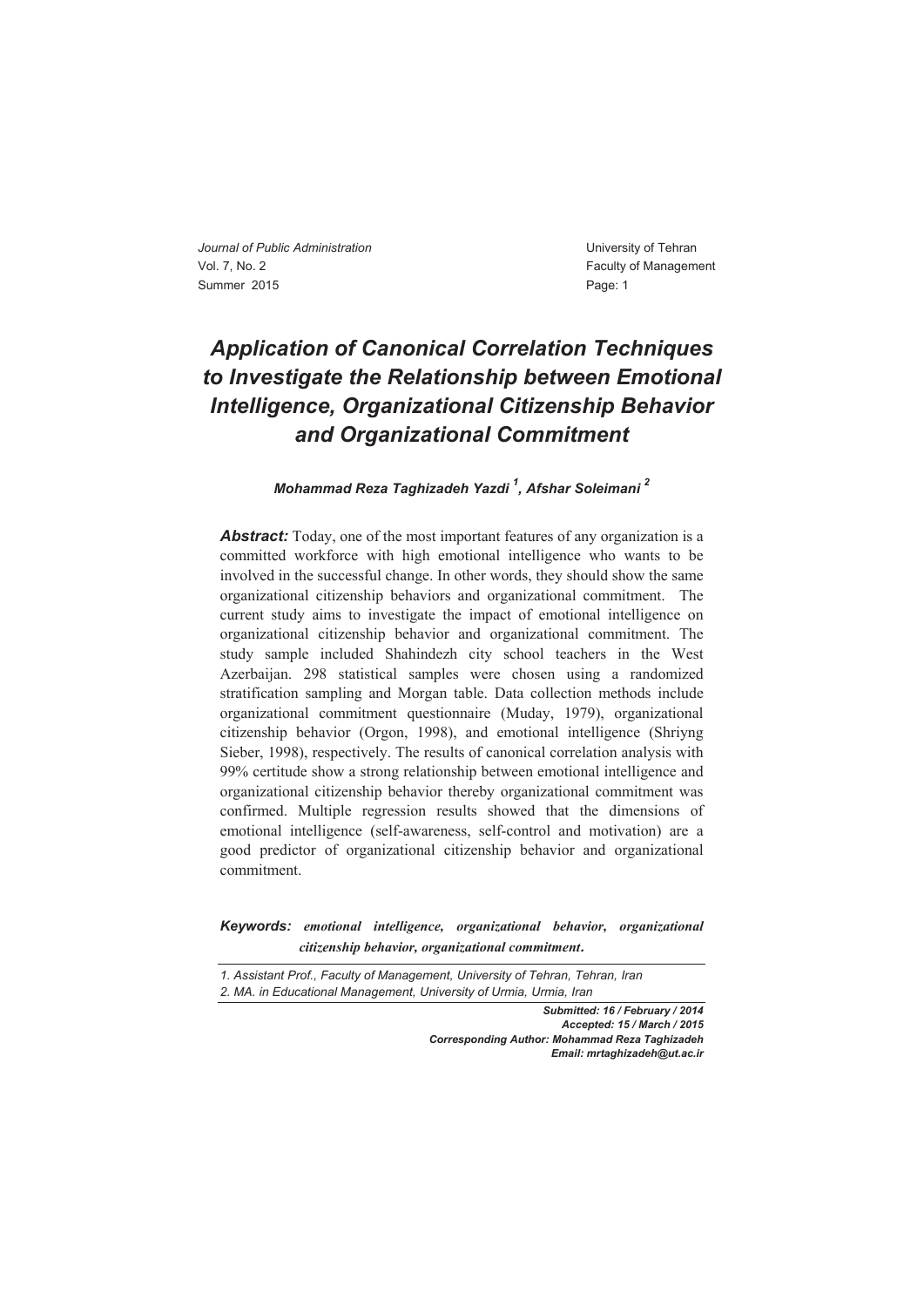# *Application of Canonical Correlation Techniques to Investigate the Relationship between Emotional Intelligence, Organizational Citizenship Behavior and Organizational Commitment*

***Mohammad Reza Taghizadeh Yazdi [1], Afshar Soleimani [2]***

***Abstract:*** Today, one of the most important features of any organization is a committed workforce with high emotional intelligence who wants to be involved in the successful change. In other words, they should show the same organizational citizenship behaviors and organizational commitment. The current study aims to investigate the impact of emotional intelligence on organizational citizenship behavior and organizational commitment. The study sample included Shahindezh city school teachers in the West Azerbaijan. 298 statistical samples were chosen using a randomized stratification sampling and Morgan table. Data collection methods include organizational commitment questionnaire (Muday, 1979), organizational citizenship behavior (Orgon, 1998), and emotional intelligence (Shriyng Sieber, 1998), respectively. The results of canonical correlation analysis with 99% certitude show a strong relationship between emotional intelligence and organizational citizenship behavior thereby organizational commitment was confirmed. Multiple regression results showed that the dimensions of emotional intelligence (self-awareness, self-control and motivation) are a good predictor of organizational citizenship behavior and organizational commitment.

***Keywords:*** ***emotional intelligence, organizational behavior, organizational citizenship behavior, organizational commitment.***

---

*1. Assistant Prof., Faculty of Management, University of Tehran, Tehran, Iran*

*2. MA. in Educational Management, University of Urmia, Urmia, Iran*

***Submitted: 16 / February / 2014***
***Accepted: 15 / March / 2015***
***Corresponding Author: Mohammad Reza Taghizadeh***
***Email: mrtaghizadeh@ut.ac.ir***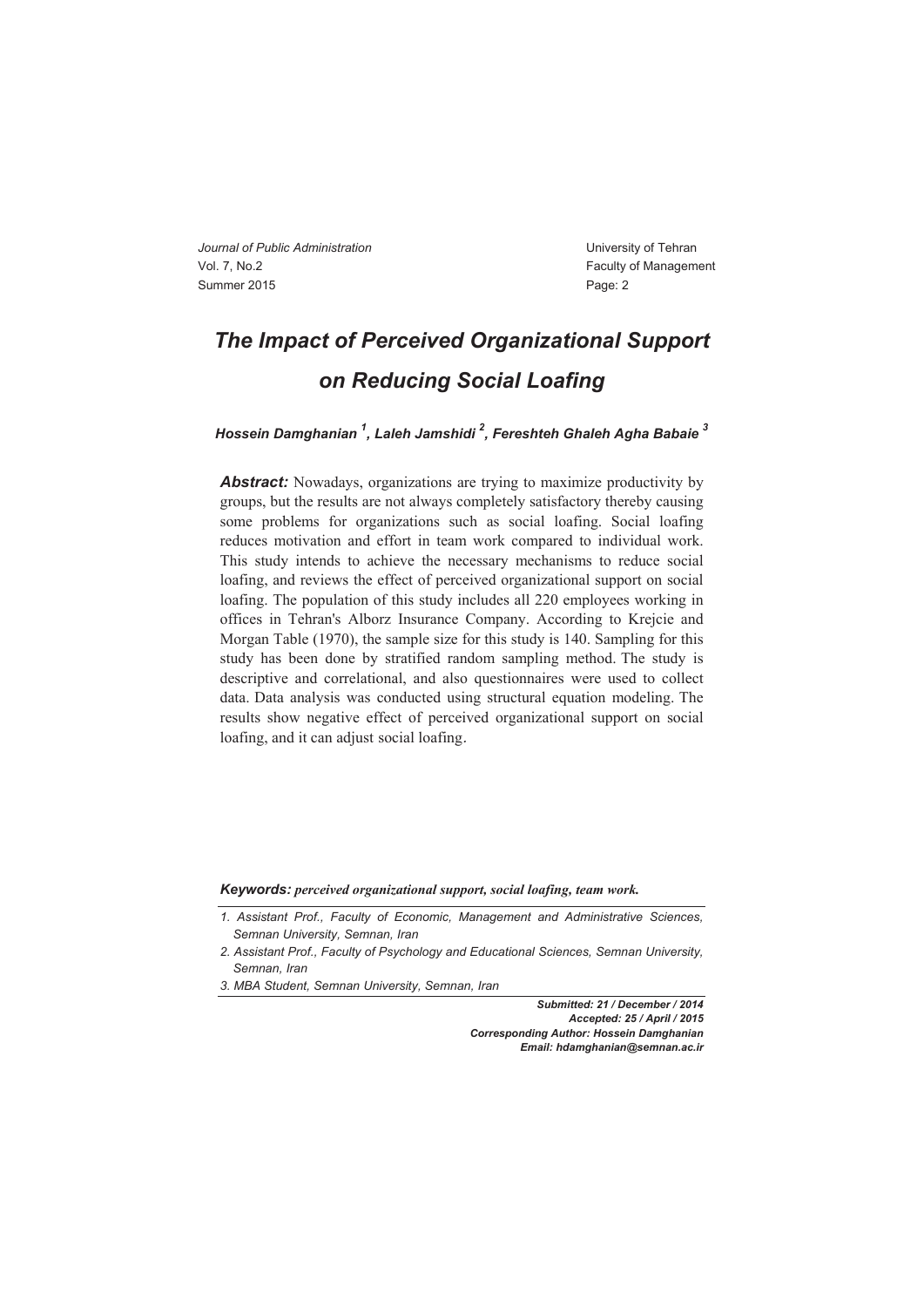# The Impact of Perceived Organizational Support on Reducing Social Loafing

***Hossein Damghanian [1], Laleh Jamshidi [2], Fereshteh Ghaleh Agha Babaie [3]***

***Abstract:*** Nowadays, organizations are trying to maximize productivity by groups, but the results are not always completely satisfactory thereby causing some problems for organizations such as social loafing. Social loafing reduces motivation and effort in team work compared to individual work. This study intends to achieve the necessary mechanisms to reduce social loafing, and reviews the effect of perceived organizational support on social loafing. The population of this study includes all 220 employees working in offices in Tehran's Alborz Insurance Company. According to Krejcie and Morgan Table (1970), the sample size for this study is 140. Sampling for this study has been done by stratified random sampling method. The study is descriptive and correlational, and also questionnaires were used to collect data. Data analysis was conducted using structural equation modeling. The results show negative effect of perceived organizational support on social loafing, and it can adjust social loafing.

***Keywords:*** ***perceived organizational support, social loafing, team work.***

---

*1. Assistant Prof., Faculty of Economic, Management and Administrative Sciences, Semnan University, Semnan, Iran*

*2. Assistant Prof., Faculty of Psychology and Educational Sciences, Semnan University, Semnan, Iran*

*3. MBA Student, Semnan University, Semnan, Iran*

***Submitted: 21 / December / 2014***
***Accepted: 25 / April / 2015***
***Corresponding Author: Hossein Damghanian***
***Email: hdamghanian@semnan.ac.ir***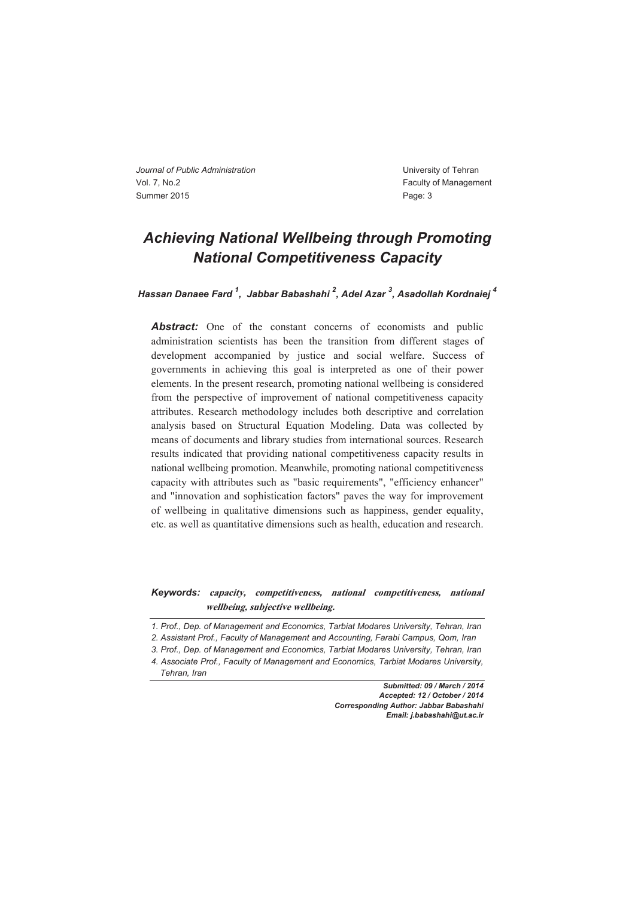# *Achieving National Wellbeing through Promoting National Competitiveness Capacity*

***Hassan Danaee Fard [1], Jabbar Babashahi [2], Adel Azar [3], Asadollah Kordnaiej [4]***

***Abstract:*** One of the constant concerns of economists and public administration scientists has been the transition from different stages of development accompanied by justice and social welfare. Success of governments in achieving this goal is interpreted as one of their power elements. In the present research, promoting national wellbeing is considered from the perspective of improvement of national competitiveness capacity attributes. Research methodology includes both descriptive and correlation analysis based on Structural Equation Modeling. Data was collected by means of documents and library studies from international sources. Research results indicated that providing national competitiveness capacity results in national wellbeing promotion. Meanwhile, promoting national competitiveness capacity with attributes such as "basic requirements", "efficiency enhancer" and "innovation and sophistication factors" paves the way for improvement of wellbeing in qualitative dimensions such as happiness, gender equality, etc. as well as quantitative dimensions such as health, education and research.

***Keywords:*** ***capacity, competitiveness, national competitiveness, national wellbeing, subjective wellbeing.***

---

*1. Prof., Dep. of Management and Economics, Tarbiat Modares University, Tehran, Iran*

*2. Assistant Prof., Faculty of Management and Accounting, Farabi Campus, Qom, Iran*

*3. Prof., Dep. of Management and Economics, Tarbiat Modares University, Tehran, Iran*

*4. Associate Prof., Faculty of Management and Economics, Tarbiat Modares University, Tehran, Iran*

***Submitted: 09 / March / 2014***
***Accepted: 12 / October / 2014***
***Corresponding Author: Jabbar Babashahi***
***Email: j.babashahi@ut.ac.ir***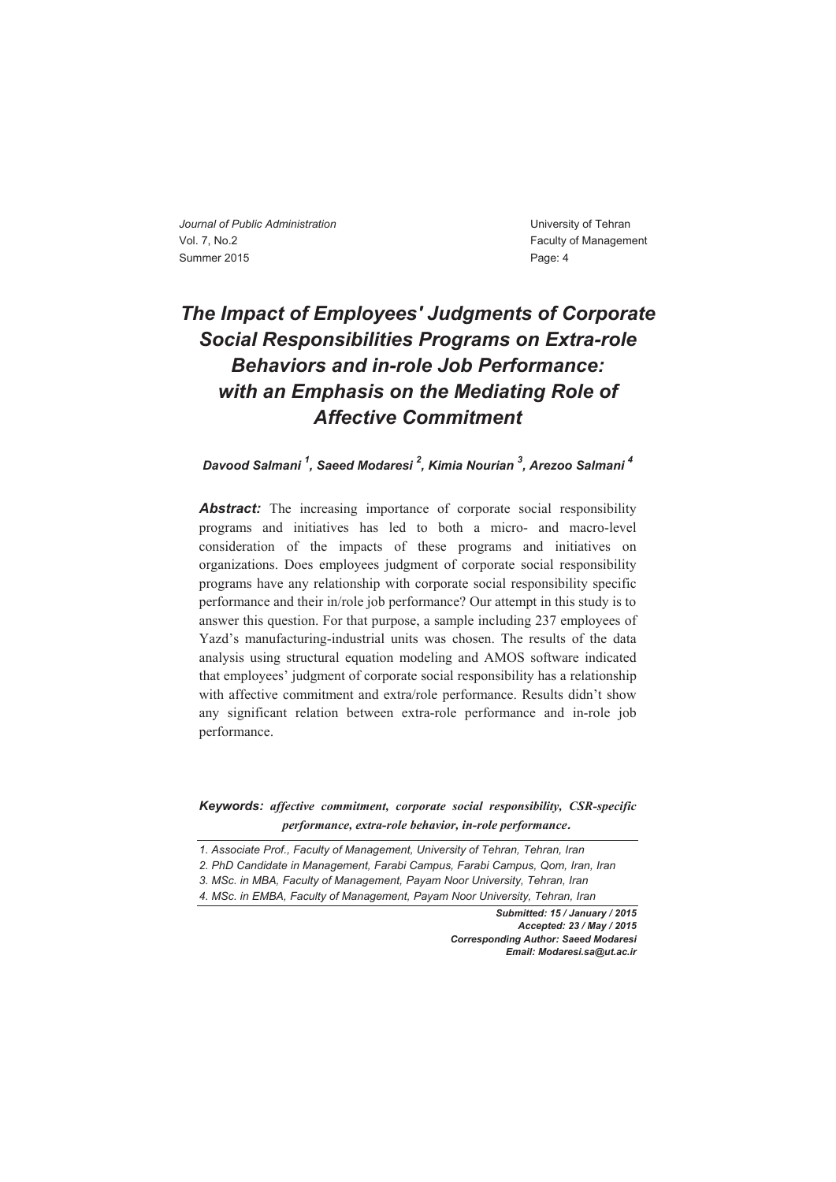# The Impact of Employees' Judgments of Corporate Social Responsibilities Programs on Extra-role Behaviors and in-role Job Performance: with an Emphasis on the Mediating Role of Affective Commitment

*Davood Salmani [1], Saeed Modaresi [2], Kimia Nourian [3], Arezoo Salmani [4]*

***Abstract:*** The increasing importance of corporate social responsibility programs and initiatives has led to both a micro- and macro-level consideration of the impacts of these programs and initiatives on organizations. Does employees judgment of corporate social responsibility programs have any relationship with corporate social responsibility specific performance and their in/role job performance? Our attempt in this study is to answer this question. For that purpose, a sample including 237 employees of Yazd's manufacturing-industrial units was chosen. The results of the data analysis using structural equation modeling and AMOS software indicated that employees' judgment of corporate social responsibility has a relationship with affective commitment and extra/role performance. Results didn't show any significant relation between extra-role performance and in-role job performance.

***Keywords:*** *affective commitment, corporate social responsibility, CSR-specific performance, extra-role behavior, in-role performance.*

---

*1. Associate Prof., Faculty of Management, University of Tehran, Tehran, Iran*

*2. PhD Candidate in Management, Farabi Campus, Farabi Campus, Qom, Iran, Iran*

*3. MSc. in MBA, Faculty of Management, Payam Noor University, Tehran, Iran*

*4. MSc. in EMBA, Faculty of Management, Payam Noor University, Tehran, Iran*

***Submitted: 15 / January / 2015***
***Accepted: 23 / May / 2015***
***Corresponding Author: Saeed Modaresi***
***Email: Modaresi.sa@ut.ac.ir***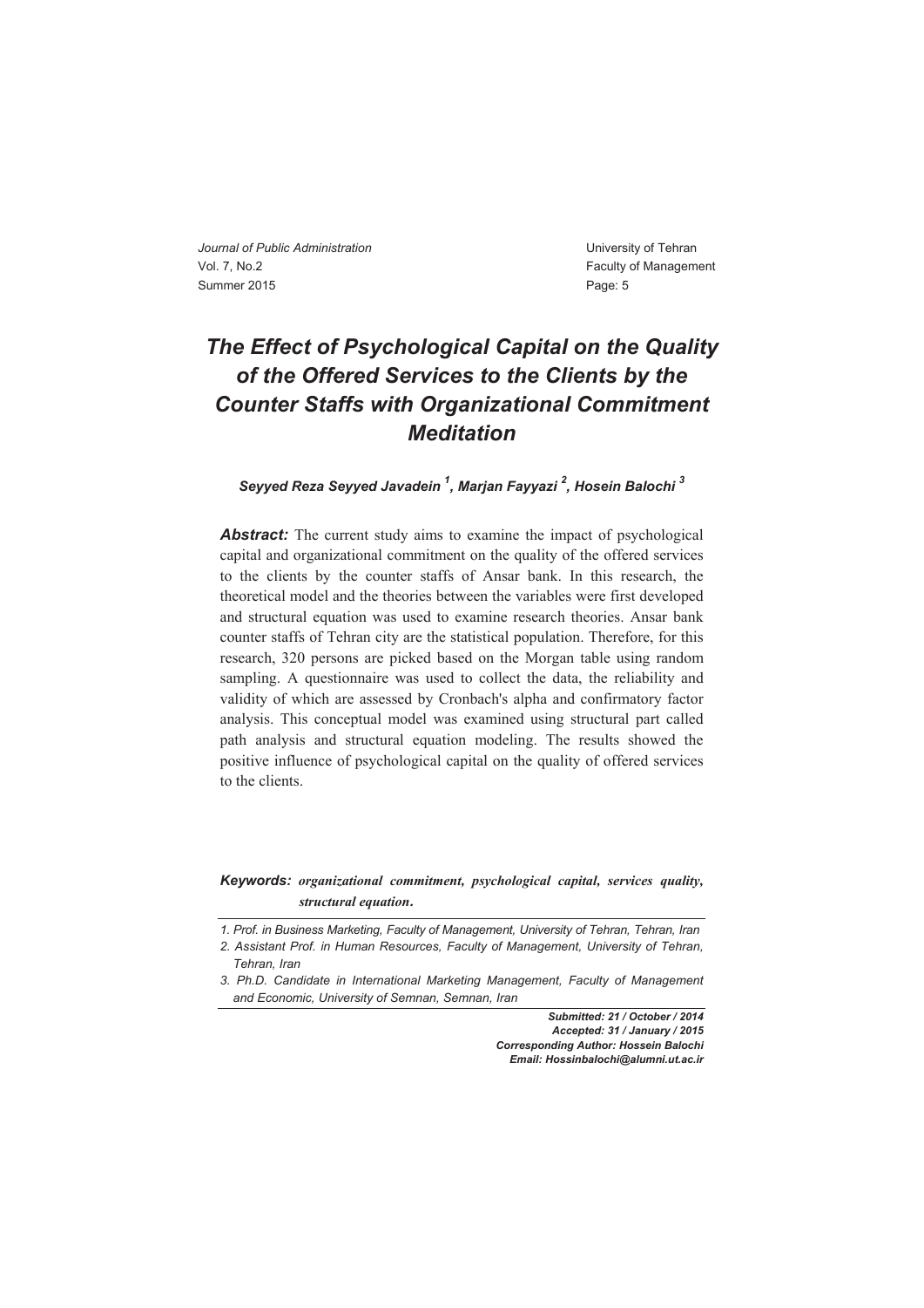# The Effect of Psychological Capital on the Quality of the Offered Services to the Clients by the Counter Staffs with Organizational Commitment Meditation

***Seyyed Reza Seyyed Javadein [1], Marjan Fayyazi [2], Hosein Balochi [3]***

***Abstract:*** The current study aims to examine the impact of psychological capital and organizational commitment on the quality of the offered services to the clients by the counter staffs of Ansar bank. In this research, the theoretical model and the theories between the variables were first developed and structural equation was used to examine research theories. Ansar bank counter staffs of Tehran city are the statistical population. Therefore, for this research, 320 persons are picked based on the Morgan table using random sampling. A questionnaire was used to collect the data, the reliability and validity of which are assessed by Cronbach's alpha and confirmatory factor analysis. This conceptual model was examined using structural part called path analysis and structural equation modeling. The results showed the positive influence of psychological capital on the quality of offered services to the clients.

***Keywords:*** ***organizational commitment, psychological capital, services quality, structural equation.***

---

*1. Prof. in Business Marketing, Faculty of Management, University of Tehran, Tehran, Iran*

*2. Assistant Prof. in Human Resources, Faculty of Management, University of Tehran, Tehran, Iran*

*3. Ph.D. Candidate in International Marketing Management, Faculty of Management and Economic, University of Semnan, Semnan, Iran*

***Submitted: 21 / October / 2014***
***Accepted: 31 / January / 2015***
***Corresponding Author: Hossein Balochi***
***Email: Hossinbalochi@alumni.ut.ac.ir***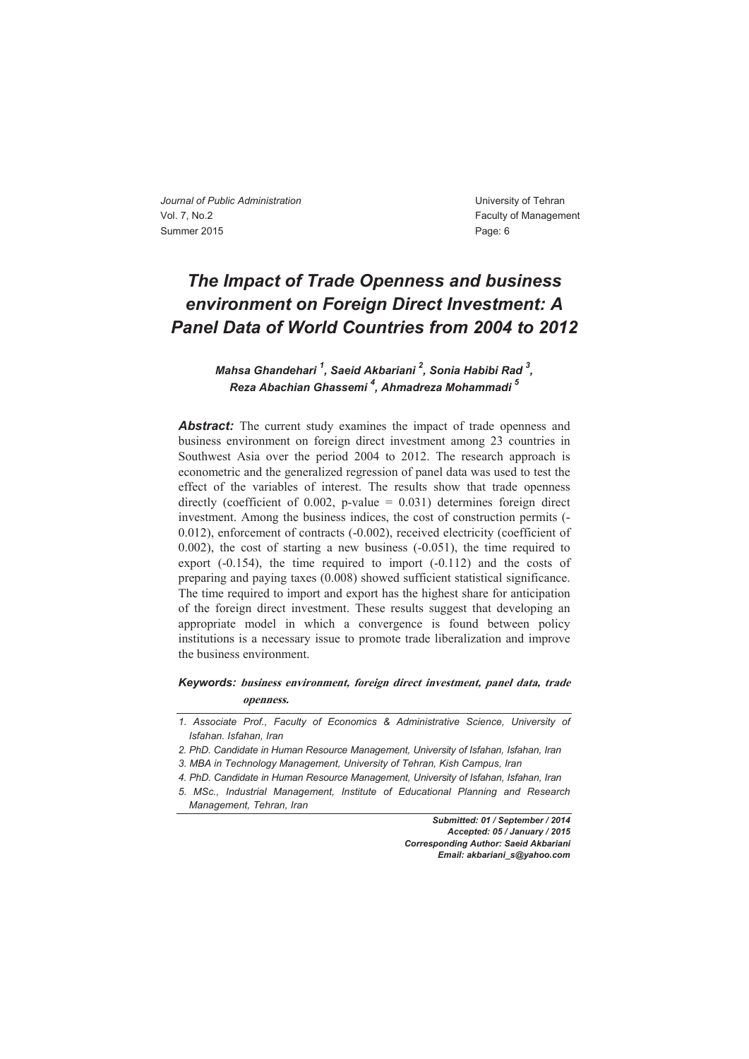# The Impact of Trade Openness and business environment on Foreign Direct Investment: A Panel Data of World Countries from 2004 to 2012

*Mahsa Ghandehari [1], Saeid Akbariani [2], Sonia Habibi Rad [3], Reza Abachian Ghassemi [4], Ahmadreza Mohammadi [5]*

***Abstract:*** The current study examines the impact of trade openness and business environment on foreign direct investment among 23 countries in Southwest Asia over the period 2004 to 2012. The research approach is econometric and the generalized regression of panel data was used to test the effect of the variables of interest. The results show that trade openness directly (coefficient of 0.002, p-value = 0.031) determines foreign direct investment. Among the business indices, the cost of construction permits (-0.012), enforcement of contracts (-0.002), received electricity (coefficient of 0.002), the cost of starting a new business (-0.051), the time required to export (-0.154), the time required to import (-0.112) and the costs of preparing and paying taxes (0.008) showed sufficient statistical significance. The time required to import and export has the highest share for anticipation of the foreign direct investment. These results suggest that developing an appropriate model in which a convergence is found between policy institutions is a necessary issue to promote trade liberalization and improve the business environment.

***Keywords:*** ***business environment, foreign direct investment, panel data, trade openness.***

---

1. *Associate Prof., Faculty of Economics & Administrative Science, University of Isfahan. Isfahan, Iran*
2. *PhD. Candidate in Human Resource Management, University of Isfahan, Isfahan, Iran*
3. *MBA in Technology Management, University of Tehran, Kish Campus, Iran*
4. *PhD. Candidate in Human Resource Management, University of Isfahan, Isfahan, Iran*
5. *MSc., Industrial Management, Institute of Educational Planning and Research Management, Tehran, Iran*

***Submitted: 01 / September / 2014***
***Accepted: 05 / January / 2015***
***Corresponding Author: Saeid Akbariani***
***Email: akbariani_s@yahoo.com***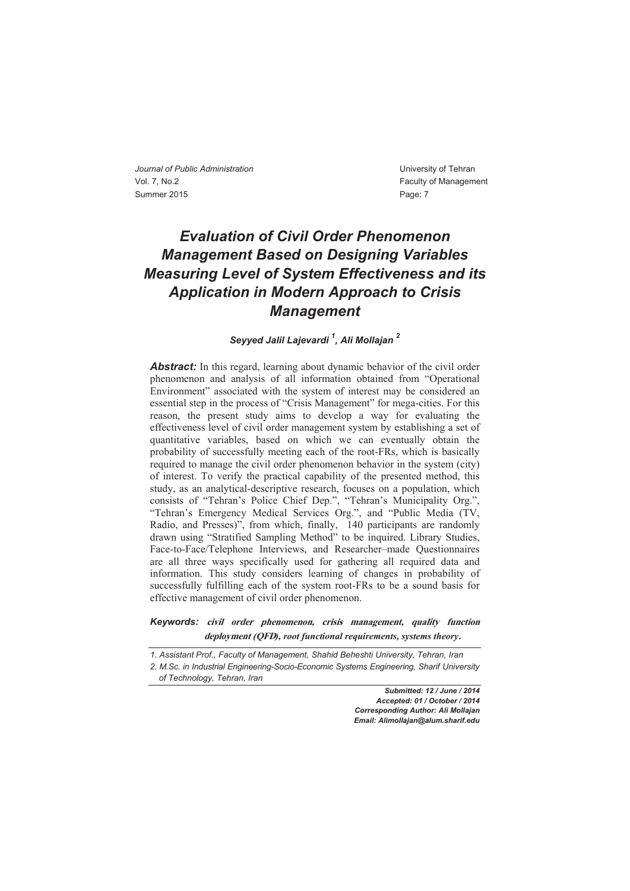# *Evaluation of Civil Order Phenomenon Management Based on Designing Variables Measuring Level of System Effectiveness and its Application in Modern Approach to Crisis Management*

***Seyyed Jalil Lajevardi [1], Ali Mollajan [2]***

***Abstract:*** In this regard, learning about dynamic behavior of the civil order phenomenon and analysis of all information obtained from "Operational Environment" associated with the system of interest may be considered an essential step in the process of "Crisis Management" for mega-cities. For this reason, the present study aims to develop a way for evaluating the effectiveness level of civil order management system by establishing a set of quantitative variables, based on which we can eventually obtain the probability of successfully meeting each of the root-FRs, which is basically required to manage the civil order phenomenon behavior in the system (city) of interest. To verify the practical capability of the presented method, this study, as an analytical-descriptive research, focuses on a population, which consists of "Tehran's Police Chief Dep.", "Tehran's Municipality Org.", "Tehran's Emergency Medical Services Org.", and "Public Media (TV, Radio, and Presses)", from which, finally, 140 participants are randomly drawn using "Stratified Sampling Method" to be inquired. Library Studies, Face-to-Face/Telephone Interviews, and Researcher–made Questionnaires are all three ways specifically used for gathering all required data and information. This study considers learning of changes in probability of successfully fulfilling each of the system root-FRs to be a sound basis for effective management of civil order phenomenon.

***Keywords:*** ***civil order phenomenon, crisis management, quality function deployment (QFD), root functional requirements, systems theory.***

---

*1. Assistant Prof., Faculty of Management, Shahid Beheshti University, Tehran, Iran*

*2. M.Sc. in Industrial Engineering-Socio-Economic Systems Engineering, Sharif University of Technology, Tehran, Iran*

***Submitted: 12 / June / 2014***
***Accepted: 01 / October / 2014***
***Corresponding Author: Ali Mollajan***
***Email: Alimollajan@alum.sharif.edu***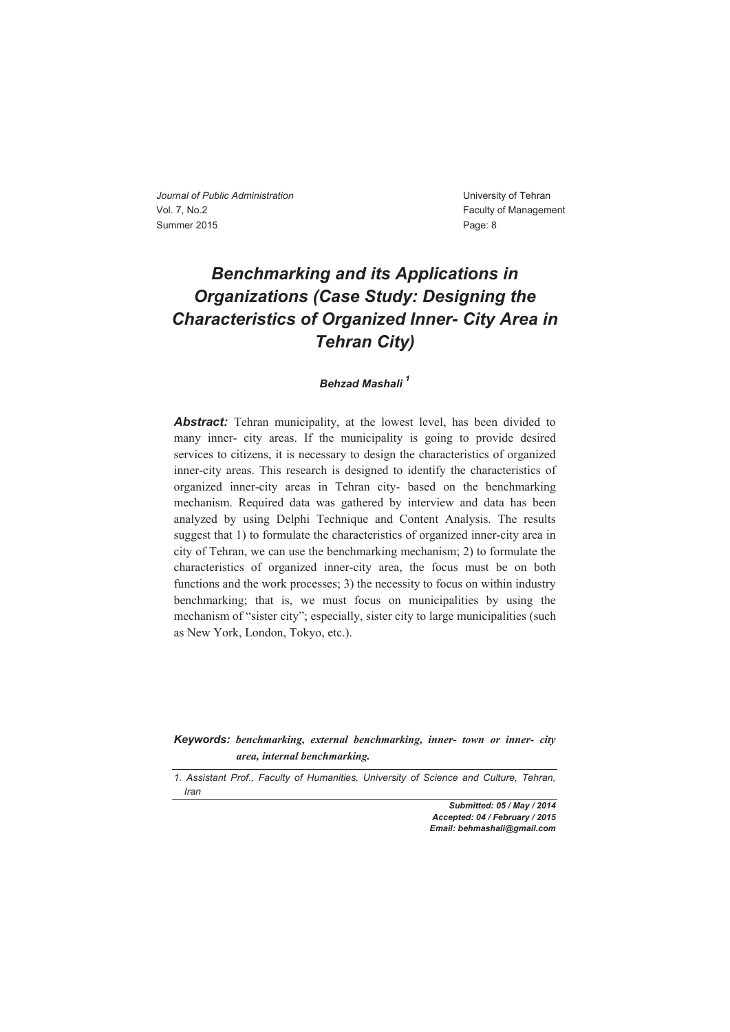# Benchmarking and its Applications in Organizations (Case Study: Designing the Characteristics of Organized Inner- City Area in Tehran City)

***Behzad Mashali*** [1]

***Abstract:*** Tehran municipality, at the lowest level, has been divided to many inner- city areas. If the municipality is going to provide desired services to citizens, it is necessary to design the characteristics of organized inner-city areas. This research is designed to identify the characteristics of organized inner-city areas in Tehran city- based on the benchmarking mechanism. Required data was gathered by interview and data has been analyzed by using Delphi Technique and Content Analysis. The results suggest that 1) to formulate the characteristics of organized inner-city area in city of Tehran, we can use the benchmarking mechanism; 2) to formulate the characteristics of organized inner-city area, the focus must be on both functions and the work processes; 3) the necessity to focus on within industry benchmarking; that is, we must focus on municipalities by using the mechanism of "sister city"; especially, sister city to large municipalities (such as New York, London, Tokyo, etc.).

***Keywords:*** ***benchmarking, external benchmarking, inner- town or inner- city area, internal benchmarking.***

---

*1. Assistant Prof., Faculty of Humanities, University of Science and Culture, Tehran, Iran*

***Submitted: 05 / May / 2014***
***Accepted: 04 / February / 2015***
***Email: behmashali@gmail.com***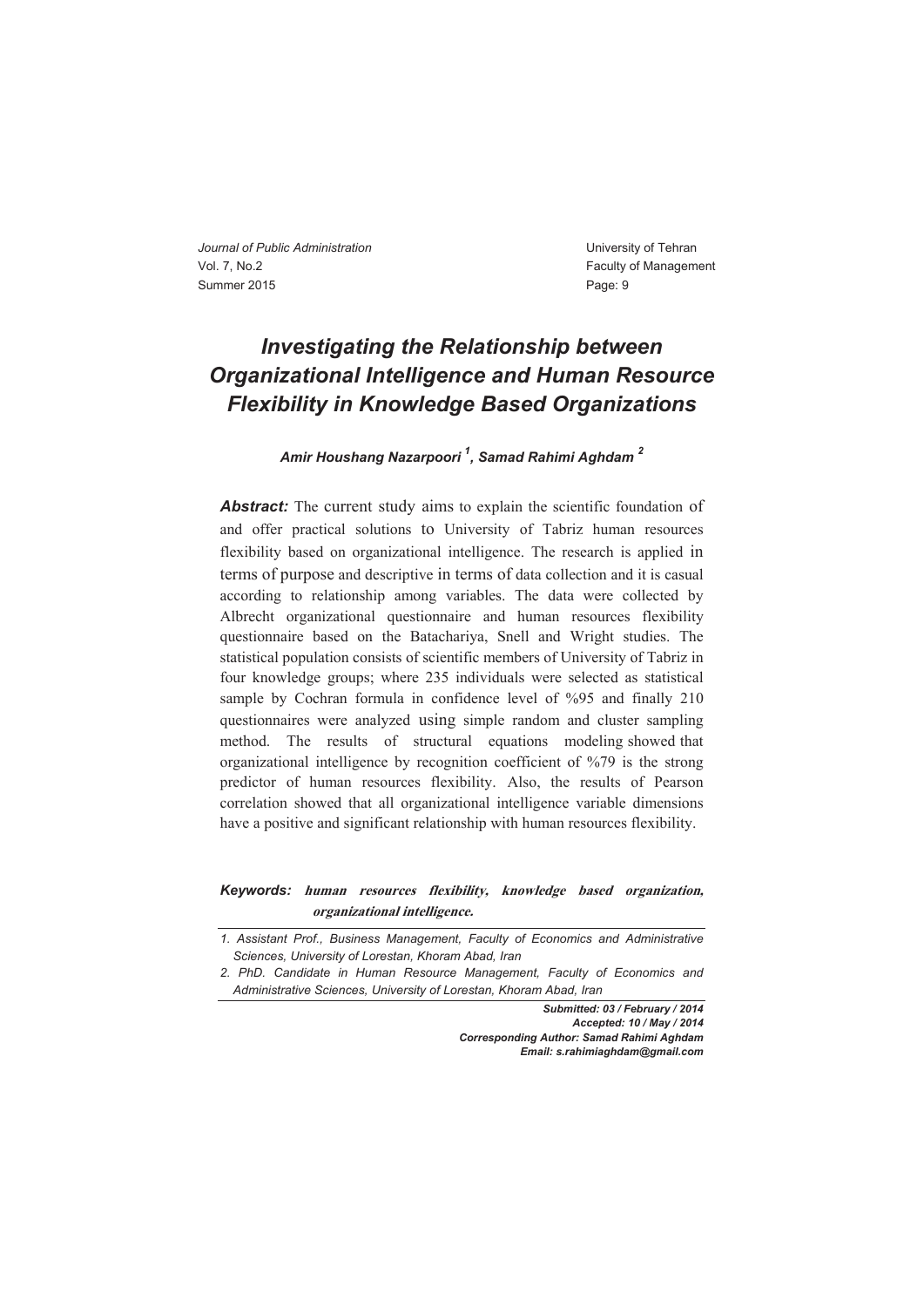# Investigating the Relationship between Organizational Intelligence and Human Resource Flexibility in Knowledge Based Organizations

***Amir Houshang Nazarpoori*** [1]***, Samad Rahimi Aghdam*** [2]

***Abstract:*** The current study aims to explain the scientific foundation of and offer practical solutions to University of Tabriz human resources flexibility based on organizational intelligence. The research is applied in terms of purpose and descriptive in terms of data collection and it is casual according to relationship among variables. The data were collected by Albrecht organizational questionnaire and human resources flexibility questionnaire based on the Batachariya, Snell and Wright studies. The statistical population consists of scientific members of University of Tabriz in four knowledge groups; where 235 individuals were selected as statistical sample by Cochran formula in confidence level of %95 and finally 210 questionnaires were analyzed using simple random and cluster sampling method. The results of structural equations modeling showed that organizational intelligence by recognition coefficient of %79 is the strong predictor of human resources flexibility. Also, the results of Pearson correlation showed that all organizational intelligence variable dimensions have a positive and significant relationship with human resources flexibility.

***Keywords:*** ***human resources flexibility, knowledge based organization, organizational intelligence.***

---

*1. Assistant Prof., Business Management, Faculty of Economics and Administrative Sciences, University of Lorestan, Khoram Abad, Iran*

*2. PhD. Candidate in Human Resource Management, Faculty of Economics and Administrative Sciences, University of Lorestan, Khoram Abad, Iran*

***Submitted: 03 / February / 2014***
***Accepted: 10 / May / 2014***
***Corresponding Author: Samad Rahimi Aghdam***
***Email: s.rahimiaghdam@gmail.com***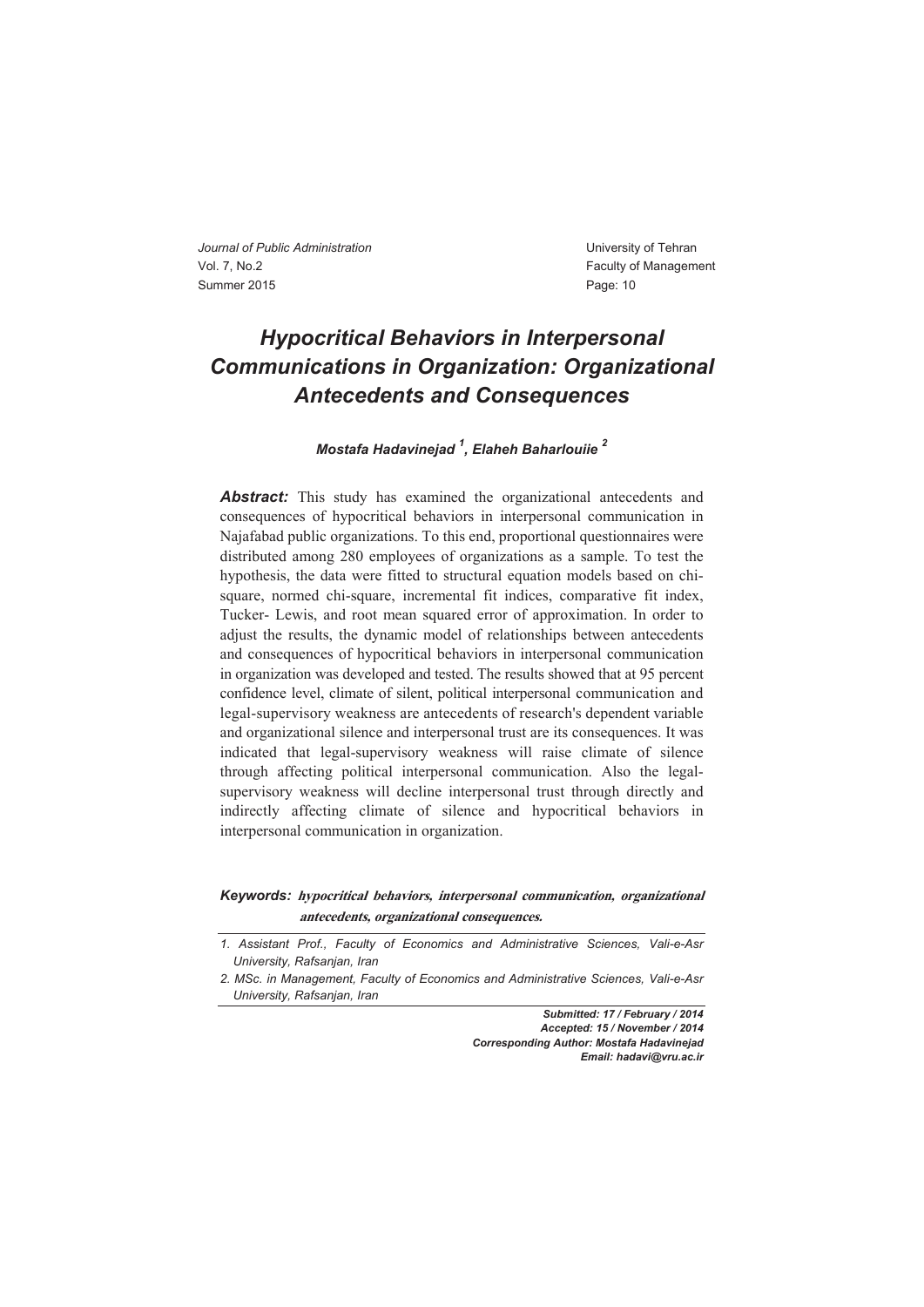# *Hypocritical Behaviors in Interpersonal Communications in Organization: Organizational Antecedents and Consequences*

***Mostafa Hadavinejad* [1]*, Elaheh Baharlouiie* [2]**

***Abstract:*** This study has examined the organizational antecedents and consequences of hypocritical behaviors in interpersonal communication in Najafabad public organizations. To this end, proportional questionnaires were distributed among 280 employees of organizations as a sample. To test the hypothesis, the data were fitted to structural equation models based on chi-square, normed chi-square, incremental fit indices, comparative fit index, Tucker- Lewis, and root mean squared error of approximation. In order to adjust the results, the dynamic model of relationships between antecedents and consequences of hypocritical behaviors in interpersonal communication in organization was developed and tested. The results showed that at 95 percent confidence level, climate of silent, political interpersonal communication and legal-supervisory weakness are antecedents of research's dependent variable and organizational silence and interpersonal trust are its consequences. It was indicated that legal-supervisory weakness will raise climate of silence through affecting political interpersonal communication. Also the legal-supervisory weakness will decline interpersonal trust through directly and indirectly affecting climate of silence and hypocritical behaviors in interpersonal communication in organization.

***Keywords:*** ***hypocritical behaviors, interpersonal communication, organizational antecedents, organizational consequences.***

---

*1. Assistant Prof., Faculty of Economics and Administrative Sciences, Vali-e-Asr University, Rafsanjan, Iran*

*2. MSc. in Management, Faculty of Economics and Administrative Sciences, Vali-e-Asr University, Rafsanjan, Iran*

***Submitted: 17 / February / 2014***
***Accepted: 15 / November / 2014***
***Corresponding Author: Mostafa Hadavinejad***
***Email: hadavi@vru.ac.ir***